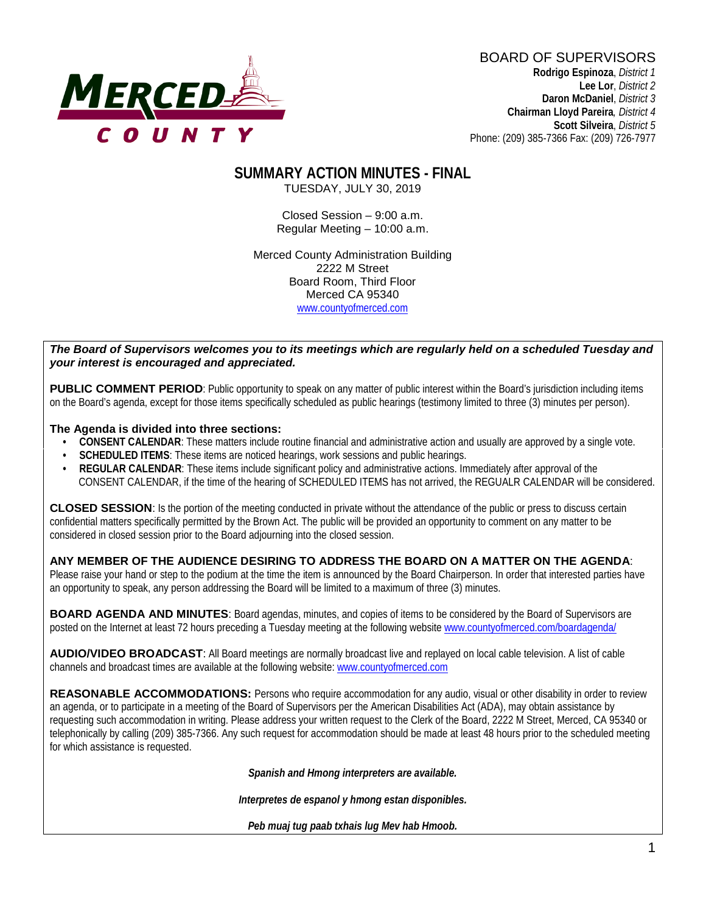MERCED COUNTY

BOARD OF SUPERVISORS
**Rodrigo Espinoza**, *District 1*
**Lee Lor**, *District 2*
**Daron McDaniel**, *District 3*
**Chairman Lloyd Pareira**, *District 4*
**Scott Silveira**, *District 5*
Phone: (209) 385-7366 Fax: (209) 726-7977

# SUMMARY ACTION MINUTES - FINAL

TUESDAY, JULY 30, 2019

Closed Session – 9:00 a.m.
Regular Meeting – 10:00 a.m.

Merced County Administration Building
2222 M Street
Board Room, Third Floor
Merced CA 95340
www.countyofmerced.com

***The Board of Supervisors welcomes you to its meetings which are regularly held on a scheduled Tuesday and your interest is encouraged and appreciated.***

**PUBLIC COMMENT PERIOD**: Public opportunity to speak on any matter of public interest within the Board's jurisdiction including items on the Board's agenda, except for those items specifically scheduled as public hearings (testimony limited to three (3) minutes per person).

**The Agenda is divided into three sections:**

- **CONSENT CALENDAR**: These matters include routine financial and administrative action and usually are approved by a single vote.
- **SCHEDULED ITEMS**: These items are noticed hearings, work sessions and public hearings.
- **REGULAR CALENDAR**: These items include significant policy and administrative actions. Immediately after approval of the CONSENT CALENDAR, if the time of the hearing of SCHEDULED ITEMS has not arrived, the REGUALR CALENDAR will be considered.

**CLOSED SESSION**: Is the portion of the meeting conducted in private without the attendance of the public or press to discuss certain confidential matters specifically permitted by the Brown Act. The public will be provided an opportunity to comment on any matter to be considered in closed session prior to the Board adjourning into the closed session.

**ANY MEMBER OF THE AUDIENCE DESIRING TO ADDRESS THE BOARD ON A MATTER ON THE AGENDA**: Please raise your hand or step to the podium at the time the item is announced by the Board Chairperson. In order that interested parties have an opportunity to speak, any person addressing the Board will be limited to a maximum of three (3) minutes.

**BOARD AGENDA AND MINUTES**: Board agendas, minutes, and copies of items to be considered by the Board of Supervisors are posted on the Internet at least 72 hours preceding a Tuesday meeting at the following website www.countyofmerced.com/boardagenda/

**AUDIO/VIDEO BROADCAST**: All Board meetings are normally broadcast live and replayed on local cable television. A list of cable channels and broadcast times are available at the following website: www.countyofmerced.com

**REASONABLE ACCOMMODATIONS:** Persons who require accommodation for any audio, visual or other disability in order to review an agenda, or to participate in a meeting of the Board of Supervisors per the American Disabilities Act (ADA), may obtain assistance by requesting such accommodation in writing. Please address your written request to the Clerk of the Board, 2222 M Street, Merced, CA 95340 or telephonically by calling (209) 385-7366. Any such request for accommodation should be made at least 48 hours prior to the scheduled meeting for which assistance is requested.

***Spanish and Hmong interpreters are available.***

***Interpretes de espanol y hmong estan disponibles.***

***Peb muaj tug paab txhais lug Mev hab Hmoob.***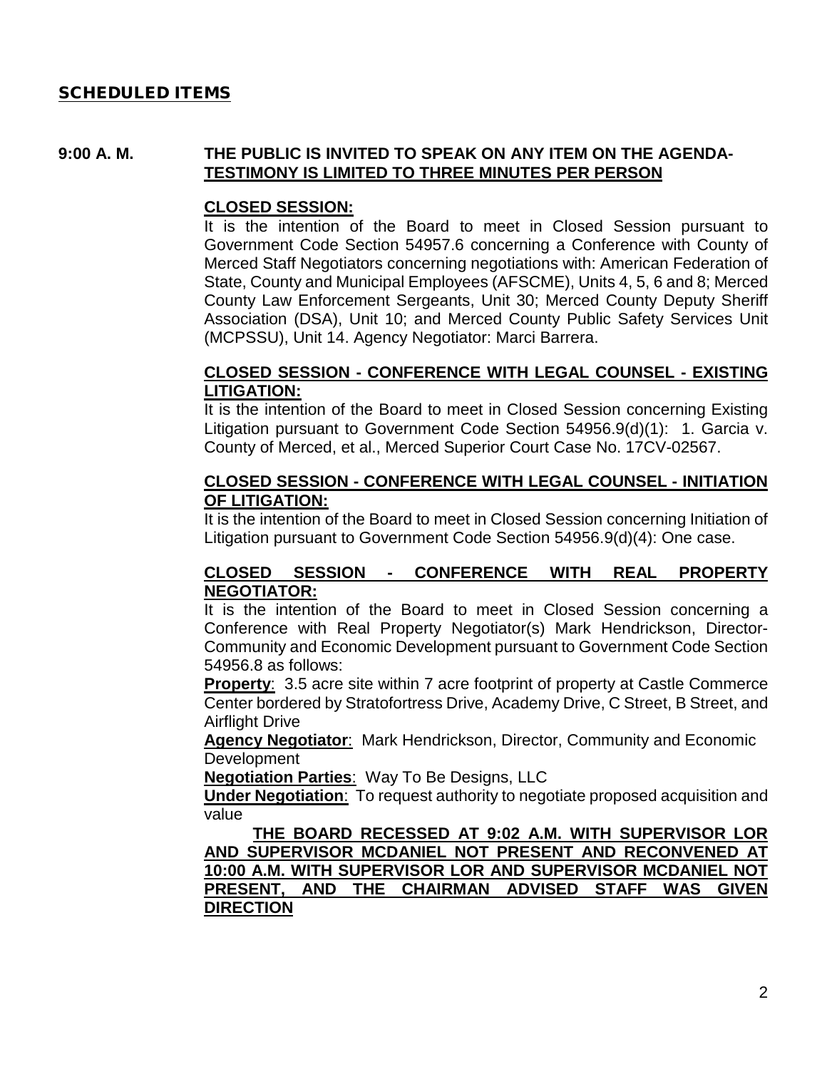## SCHEDULED ITEMS

**9:00 A. M.** **THE PUBLIC IS INVITED TO SPEAK ON ANY ITEM ON THE AGENDA-** **<u>TESTIMONY IS LIMITED TO THREE MINUTES PER PERSON</u>**

**<u>CLOSED SESSION:</u>**

It is the intention of the Board to meet in Closed Session pursuant to Government Code Section 54957.6 concerning a Conference with County of Merced Staff Negotiators concerning negotiations with: American Federation of State, County and Municipal Employees (AFSCME), Units 4, 5, 6 and 8; Merced County Law Enforcement Sergeants, Unit 30; Merced County Deputy Sheriff Association (DSA), Unit 10; and Merced County Public Safety Services Unit (MCPSSU), Unit 14. Agency Negotiator: Marci Barrera.

**<u>CLOSED SESSION - CONFERENCE WITH LEGAL COUNSEL - EXISTING LITIGATION:</u>**

It is the intention of the Board to meet in Closed Session concerning Existing Litigation pursuant to Government Code Section 54956.9(d)(1): 1. Garcia v. County of Merced, et al., Merced Superior Court Case No. 17CV-02567.

**<u>CLOSED SESSION - CONFERENCE WITH LEGAL COUNSEL - INITIATION OF LITIGATION:</u>**

It is the intention of the Board to meet in Closed Session concerning Initiation of Litigation pursuant to Government Code Section 54956.9(d)(4): One case.

**<u>CLOSED SESSION - CONFERENCE WITH REAL PROPERTY NEGOTIATOR:</u>**

It is the intention of the Board to meet in Closed Session concerning a Conference with Real Property Negotiator(s) Mark Hendrickson, Director-Community and Economic Development pursuant to Government Code Section 54956.8 as follows:

**<u>Property</u>**: 3.5 acre site within 7 acre footprint of property at Castle Commerce Center bordered by Stratofortress Drive, Academy Drive, C Street, B Street, and Airflight Drive

**<u>Agency Negotiator</u>**: Mark Hendrickson, Director, Community and Economic Development

**<u>Negotiation Parties</u>**: Way To Be Designs, LLC

**<u>Under Negotiation</u>**: To request authority to negotiate proposed acquisition and value

**<u>THE BOARD RECESSED AT 9:02 A.M. WITH SUPERVISOR LOR AND SUPERVISOR MCDANIEL NOT PRESENT AND RECONVENED AT 10:00 A.M. WITH SUPERVISOR LOR AND SUPERVISOR MCDANIEL NOT PRESENT, AND THE CHAIRMAN ADVISED STAFF WAS GIVEN DIRECTION</u>**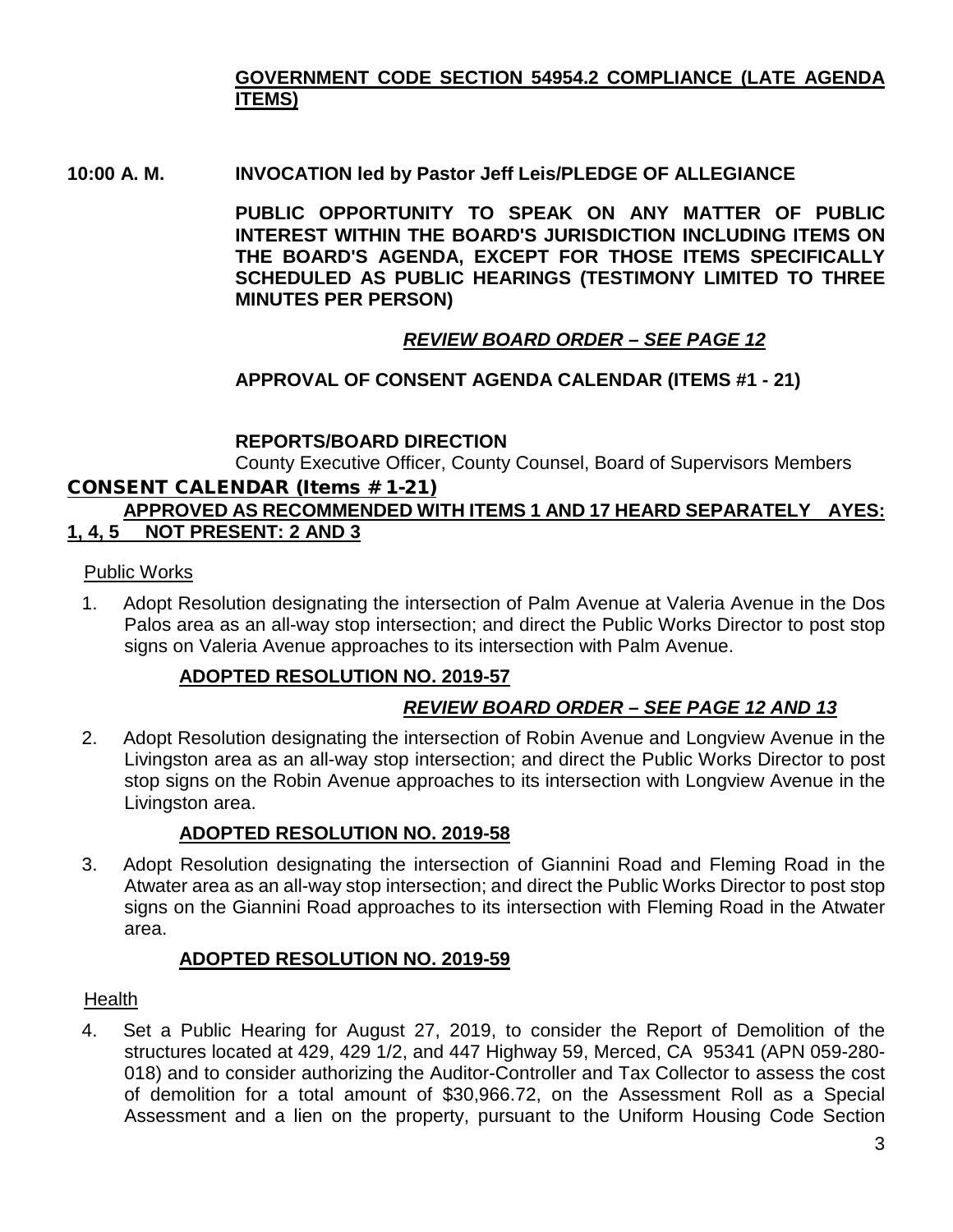**GOVERNMENT CODE SECTION 54954.2 COMPLIANCE (LATE AGENDA ITEMS)**

**10:00 A. M. INVOCATION led by Pastor Jeff Leis/PLEDGE OF ALLEGIANCE**

**PUBLIC OPPORTUNITY TO SPEAK ON ANY MATTER OF PUBLIC INTEREST WITHIN THE BOARD'S JURISDICTION INCLUDING ITEMS ON THE BOARD'S AGENDA, EXCEPT FOR THOSE ITEMS SPECIFICALLY SCHEDULED AS PUBLIC HEARINGS (TESTIMONY LIMITED TO THREE MINUTES PER PERSON)**

***REVIEW BOARD ORDER – SEE PAGE 12***

**APPROVAL OF CONSENT AGENDA CALENDAR (ITEMS #1 - 21)**

**REPORTS/BOARD DIRECTION**

County Executive Officer, County Counsel, Board of Supervisors Members

## CONSENT CALENDAR (Items # 1-21)

**APPROVED AS RECOMMENDED WITH ITEMS 1 AND 17 HEARD SEPARATELY AYES: 1, 4, 5 NOT PRESENT: 2 AND 3**

Public Works

1. Adopt Resolution designating the intersection of Palm Avenue at Valeria Avenue in the Dos Palos area as an all-way stop intersection; and direct the Public Works Director to post stop signs on Valeria Avenue approaches to its intersection with Palm Avenue.

   **ADOPTED RESOLUTION NO. 2019-57**

   ***REVIEW BOARD ORDER – SEE PAGE 12 AND 13***

2. Adopt Resolution designating the intersection of Robin Avenue and Longview Avenue in the Livingston area as an all-way stop intersection; and direct the Public Works Director to post stop signs on the Robin Avenue approaches to its intersection with Longview Avenue in the Livingston area.

   **ADOPTED RESOLUTION NO. 2019-58**

3. Adopt Resolution designating the intersection of Giannini Road and Fleming Road in the Atwater area as an all-way stop intersection; and direct the Public Works Director to post stop signs on the Giannini Road approaches to its intersection with Fleming Road in the Atwater area.

   **ADOPTED RESOLUTION NO. 2019-59**

Health

4. Set a Public Hearing for August 27, 2019, to consider the Report of Demolition of the structures located at 429, 429 1/2, and 447 Highway 59, Merced, CA 95341 (APN 059-280-018) and to consider authorizing the Auditor-Controller and Tax Collector to assess the cost of demolition for a total amount of $30,966.72, on the Assessment Roll as a Special Assessment and a lien on the property, pursuant to the Uniform Housing Code Section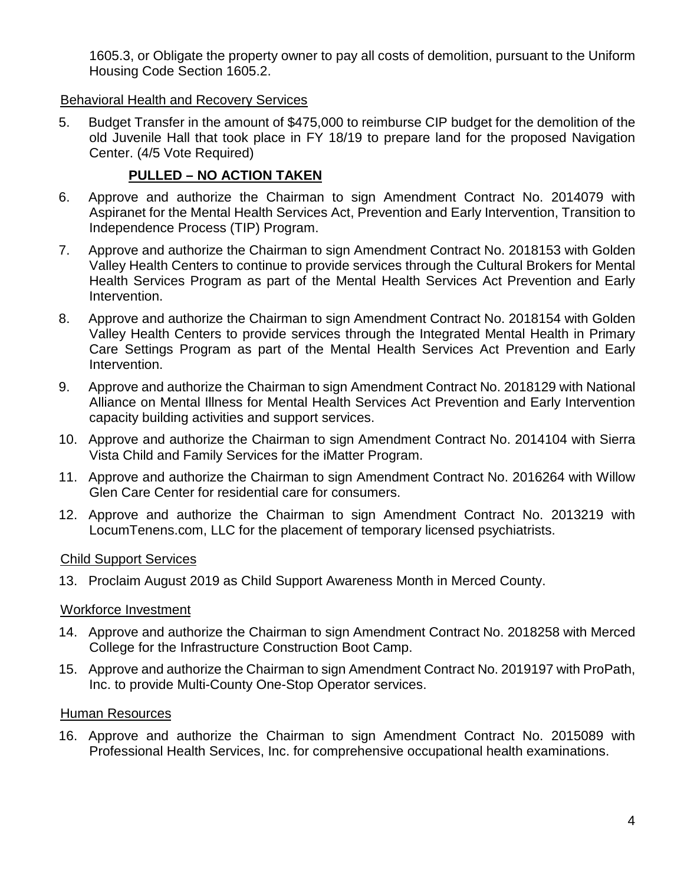1605.3, or Obligate the property owner to pay all costs of demolition, pursuant to the Uniform Housing Code Section 1605.2.

Behavioral Health and Recovery Services

5. Budget Transfer in the amount of $475,000 to reimburse CIP budget for the demolition of the old Juvenile Hall that took place in FY 18/19 to prepare land for the proposed Navigation Center. (4/5 Vote Required)

   **PULLED – NO ACTION TAKEN**

6. Approve and authorize the Chairman to sign Amendment Contract No. 2014079 with Aspiranet for the Mental Health Services Act, Prevention and Early Intervention, Transition to Independence Process (TIP) Program.

7. Approve and authorize the Chairman to sign Amendment Contract No. 2018153 with Golden Valley Health Centers to continue to provide services through the Cultural Brokers for Mental Health Services Program as part of the Mental Health Services Act Prevention and Early Intervention.

8. Approve and authorize the Chairman to sign Amendment Contract No. 2018154 with Golden Valley Health Centers to provide services through the Integrated Mental Health in Primary Care Settings Program as part of the Mental Health Services Act Prevention and Early Intervention.

9. Approve and authorize the Chairman to sign Amendment Contract No. 2018129 with National Alliance on Mental Illness for Mental Health Services Act Prevention and Early Intervention capacity building activities and support services.

10. Approve and authorize the Chairman to sign Amendment Contract No. 2014104 with Sierra Vista Child and Family Services for the iMatter Program.

11. Approve and authorize the Chairman to sign Amendment Contract No. 2016264 with Willow Glen Care Center for residential care for consumers.

12. Approve and authorize the Chairman to sign Amendment Contract No. 2013219 with LocumTenens.com, LLC for the placement of temporary licensed psychiatrists.

Child Support Services

13. Proclaim August 2019 as Child Support Awareness Month in Merced County.

Workforce Investment

14. Approve and authorize the Chairman to sign Amendment Contract No. 2018258 with Merced College for the Infrastructure Construction Boot Camp.

15. Approve and authorize the Chairman to sign Amendment Contract No. 2019197 with ProPath, Inc. to provide Multi-County One-Stop Operator services.

Human Resources

16. Approve and authorize the Chairman to sign Amendment Contract No. 2015089 with Professional Health Services, Inc. for comprehensive occupational health examinations.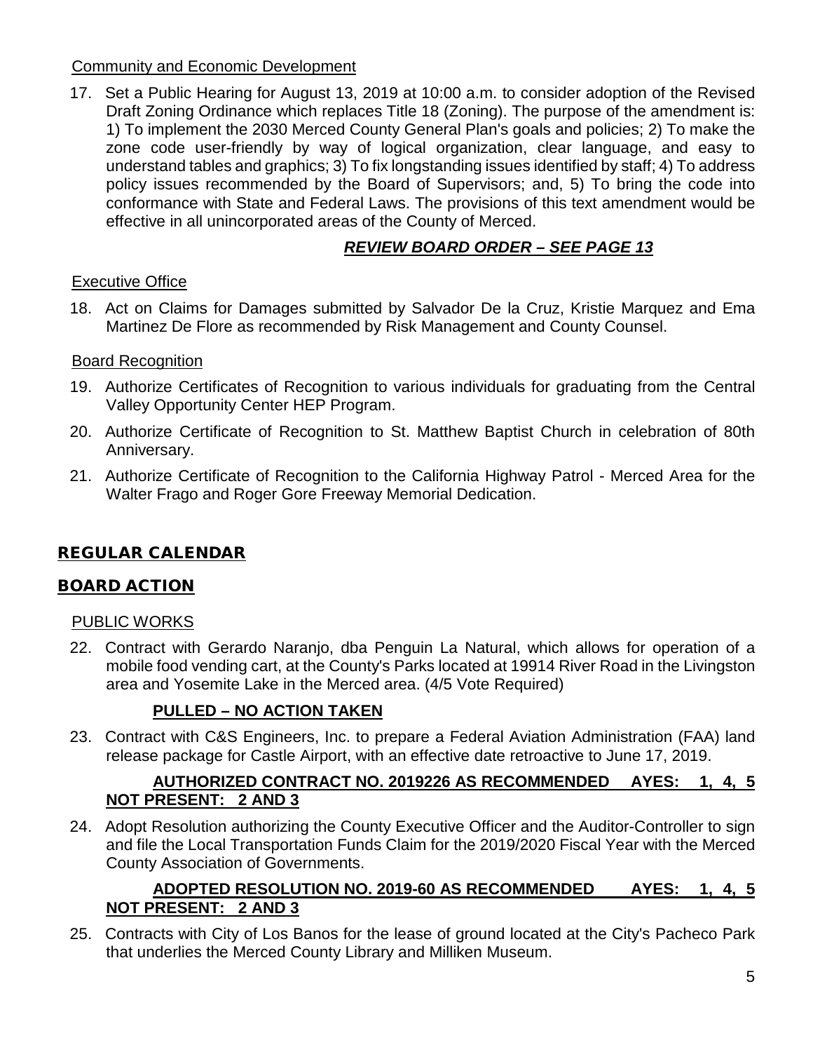Community and Economic Development

17. Set a Public Hearing for August 13, 2019 at 10:00 a.m. to consider adoption of the Revised Draft Zoning Ordinance which replaces Title 18 (Zoning). The purpose of the amendment is: 1) To implement the 2030 Merced County General Plan's goals and policies; 2) To make the zone code user-friendly by way of logical organization, clear language, and easy to understand tables and graphics; 3) To fix longstanding issues identified by staff; 4) To address policy issues recommended by the Board of Supervisors; and, 5) To bring the code into conformance with State and Federal Laws. The provisions of this text amendment would be effective in all unincorporated areas of the County of Merced.

***REVIEW BOARD ORDER – SEE PAGE 13***

Executive Office

18. Act on Claims for Damages submitted by Salvador De la Cruz, Kristie Marquez and Ema Martinez De Flore as recommended by Risk Management and County Counsel.

Board Recognition

19. Authorize Certificates of Recognition to various individuals for graduating from the Central Valley Opportunity Center HEP Program.
20. Authorize Certificate of Recognition to St. Matthew Baptist Church in celebration of 80th Anniversary.
21. Authorize Certificate of Recognition to the California Highway Patrol - Merced Area for the Walter Frago and Roger Gore Freeway Memorial Dedication.

## REGULAR CALENDAR

## BOARD ACTION

PUBLIC WORKS

22. Contract with Gerardo Naranjo, dba Penguin La Natural, which allows for operation of a mobile food vending cart, at the County's Parks located at 19914 River Road in the Livingston area and Yosemite Lake in the Merced area. (4/5 Vote Required)

    **PULLED – NO ACTION TAKEN**

23. Contract with C&S Engineers, Inc. to prepare a Federal Aviation Administration (FAA) land release package for Castle Airport, with an effective date retroactive to June 17, 2019.

    **AUTHORIZED CONTRACT NO. 2019226 AS RECOMMENDED AYES: 1, 4, 5 NOT PRESENT: 2 AND 3**

24. Adopt Resolution authorizing the County Executive Officer and the Auditor-Controller to sign and file the Local Transportation Funds Claim for the 2019/2020 Fiscal Year with the Merced County Association of Governments.

    **ADOPTED RESOLUTION NO. 2019-60 AS RECOMMENDED AYES: 1, 4, 5 NOT PRESENT: 2 AND 3**

25. Contracts with City of Los Banos for the lease of ground located at the City's Pacheco Park that underlies the Merced County Library and Milliken Museum.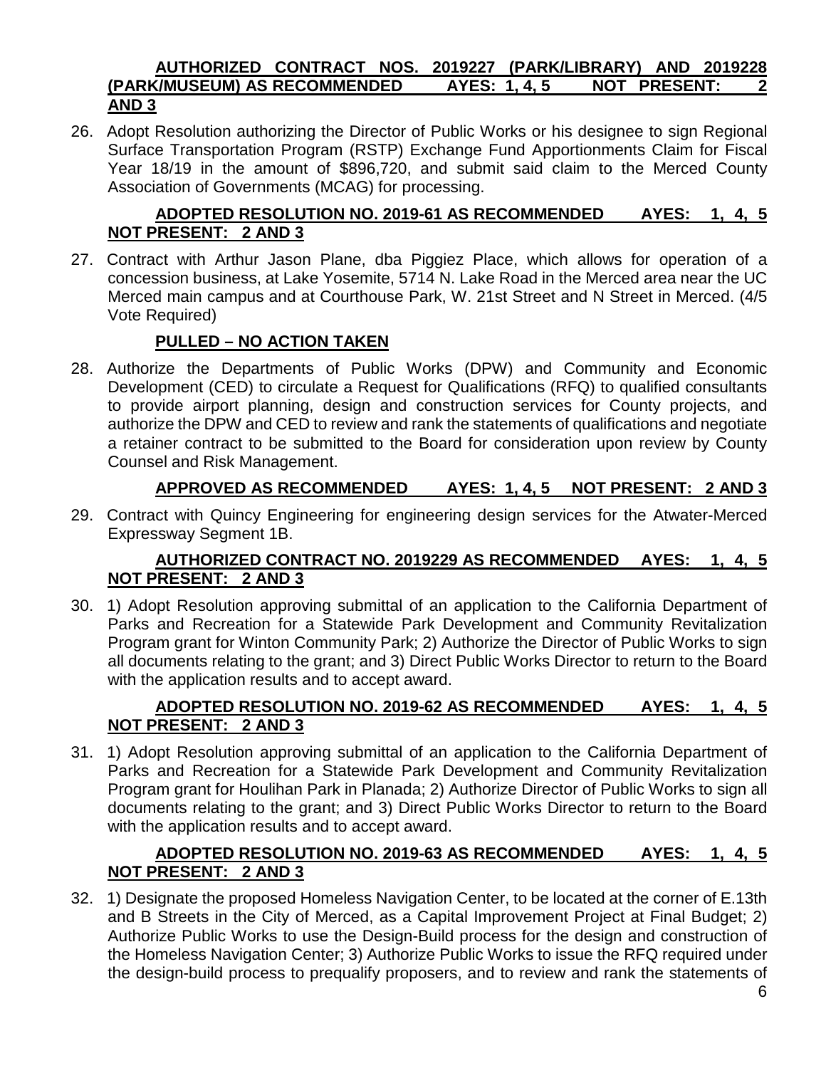**AUTHORIZED CONTRACT NOS. 2019227 (PARK/LIBRARY) AND 2019228 (PARK/MUSEUM) AS RECOMMENDED AYES: 1, 4, 5 NOT PRESENT: 2 AND 3**

26. Adopt Resolution authorizing the Director of Public Works or his designee to sign Regional Surface Transportation Program (RSTP) Exchange Fund Apportionments Claim for Fiscal Year 18/19 in the amount of $896,720, and submit said claim to the Merced County Association of Governments (MCAG) for processing.

    **ADOPTED RESOLUTION NO. 2019-61 AS RECOMMENDED AYES: 1, 4, 5 NOT PRESENT: 2 AND 3**

27. Contract with Arthur Jason Plane, dba Piggiez Place, which allows for operation of a concession business, at Lake Yosemite, 5714 N. Lake Road in the Merced area near the UC Merced main campus and at Courthouse Park, W. 21st Street and N Street in Merced. (4/5 Vote Required)

    **PULLED – NO ACTION TAKEN**

28. Authorize the Departments of Public Works (DPW) and Community and Economic Development (CED) to circulate a Request for Qualifications (RFQ) to qualified consultants to provide airport planning, design and construction services for County projects, and authorize the DPW and CED to review and rank the statements of qualifications and negotiate a retainer contract to be submitted to the Board for consideration upon review by County Counsel and Risk Management.

    **APPROVED AS RECOMMENDED AYES: 1, 4, 5 NOT PRESENT: 2 AND 3**

29. Contract with Quincy Engineering for engineering design services for the Atwater-Merced Expressway Segment 1B.

    **AUTHORIZED CONTRACT NO. 2019229 AS RECOMMENDED AYES: 1, 4, 5 NOT PRESENT: 2 AND 3**

30. 1) Adopt Resolution approving submittal of an application to the California Department of Parks and Recreation for a Statewide Park Development and Community Revitalization Program grant for Winton Community Park; 2) Authorize the Director of Public Works to sign all documents relating to the grant; and 3) Direct Public Works Director to return to the Board with the application results and to accept award.

    **ADOPTED RESOLUTION NO. 2019-62 AS RECOMMENDED AYES: 1, 4, 5 NOT PRESENT: 2 AND 3**

31. 1) Adopt Resolution approving submittal of an application to the California Department of Parks and Recreation for a Statewide Park Development and Community Revitalization Program grant for Houlihan Park in Planada; 2) Authorize Director of Public Works to sign all documents relating to the grant; and 3) Direct Public Works Director to return to the Board with the application results and to accept award.

    **ADOPTED RESOLUTION NO. 2019-63 AS RECOMMENDED AYES: 1, 4, 5 NOT PRESENT: 2 AND 3**

32. 1) Designate the proposed Homeless Navigation Center, to be located at the corner of E.13th and B Streets in the City of Merced, as a Capital Improvement Project at Final Budget; 2) Authorize Public Works to use the Design-Build process for the design and construction of the Homeless Navigation Center; 3) Authorize Public Works to issue the RFQ required under the design-build process to prequalify proposers, and to review and rank the statements of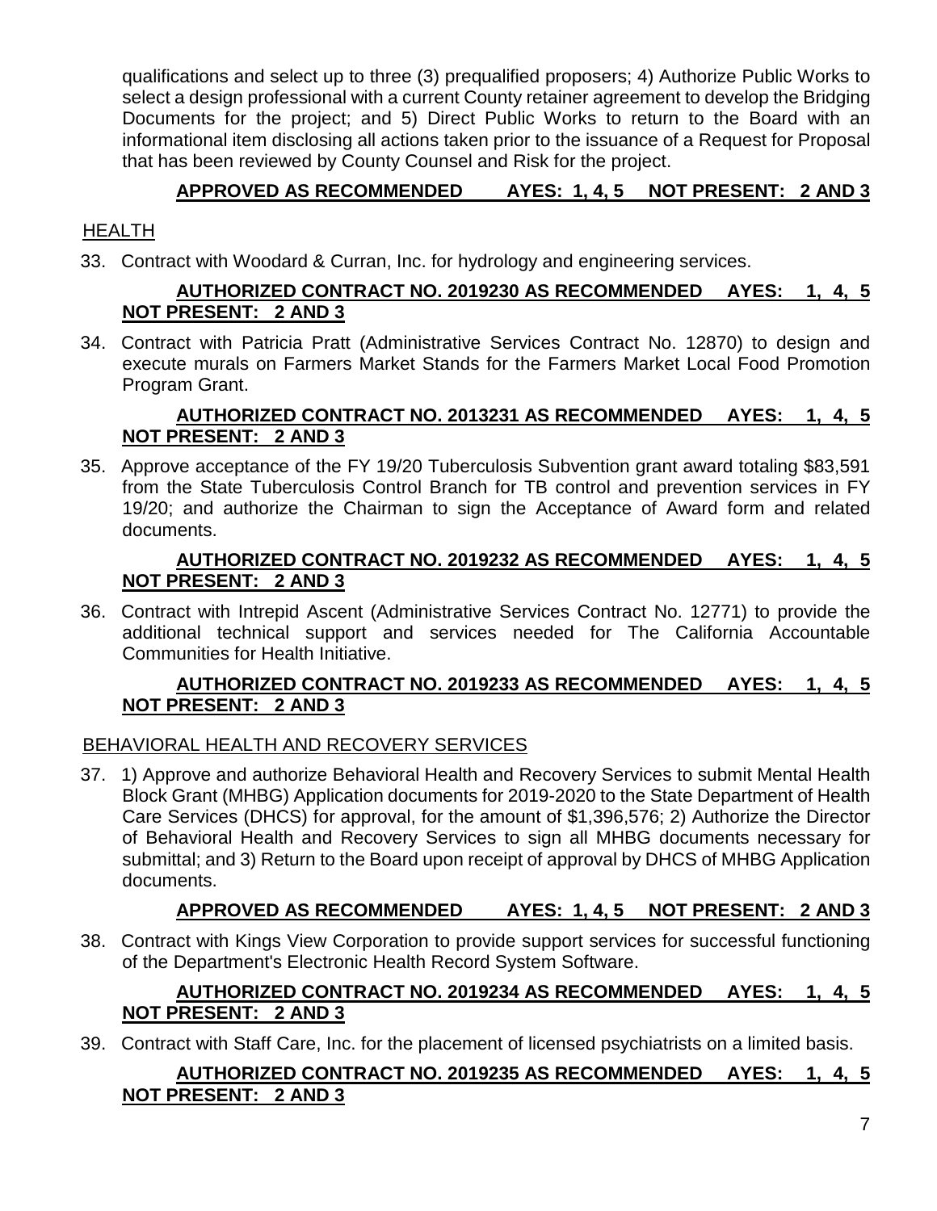qualifications and select up to three (3) prequalified proposers; 4) Authorize Public Works to select a design professional with a current County retainer agreement to develop the Bridging Documents for the project; and 5) Direct Public Works to return to the Board with an informational item disclosing all actions taken prior to the issuance of a Request for Proposal that has been reviewed by County Counsel and Risk for the project.

**APPROVED AS RECOMMENDED AYES: 1, 4, 5 NOT PRESENT: 2 AND 3**

## HEALTH

33. Contract with Woodard & Curran, Inc. for hydrology and engineering services.

    **AUTHORIZED CONTRACT NO. 2019230 AS RECOMMENDED AYES: 1, 4, 5 NOT PRESENT: 2 AND 3**

34. Contract with Patricia Pratt (Administrative Services Contract No. 12870) to design and execute murals on Farmers Market Stands for the Farmers Market Local Food Promotion Program Grant.

    **AUTHORIZED CONTRACT NO. 2013231 AS RECOMMENDED AYES: 1, 4, 5 NOT PRESENT: 2 AND 3**

35. Approve acceptance of the FY 19/20 Tuberculosis Subvention grant award totaling $83,591 from the State Tuberculosis Control Branch for TB control and prevention services in FY 19/20; and authorize the Chairman to sign the Acceptance of Award form and related documents.

    **AUTHORIZED CONTRACT NO. 2019232 AS RECOMMENDED AYES: 1, 4, 5 NOT PRESENT: 2 AND 3**

36. Contract with Intrepid Ascent (Administrative Services Contract No. 12771) to provide the additional technical support and services needed for The California Accountable Communities for Health Initiative.

    **AUTHORIZED CONTRACT NO. 2019233 AS RECOMMENDED AYES: 1, 4, 5 NOT PRESENT: 2 AND 3**

## BEHAVIORAL HEALTH AND RECOVERY SERVICES

37. 1) Approve and authorize Behavioral Health and Recovery Services to submit Mental Health Block Grant (MHBG) Application documents for 2019-2020 to the State Department of Health Care Services (DHCS) for approval, for the amount of $1,396,576; 2) Authorize the Director of Behavioral Health and Recovery Services to sign all MHBG documents necessary for submittal; and 3) Return to the Board upon receipt of approval by DHCS of MHBG Application documents.

    **APPROVED AS RECOMMENDED AYES: 1, 4, 5 NOT PRESENT: 2 AND 3**

38. Contract with Kings View Corporation to provide support services for successful functioning of the Department's Electronic Health Record System Software.

    **AUTHORIZED CONTRACT NO. 2019234 AS RECOMMENDED AYES: 1, 4, 5 NOT PRESENT: 2 AND 3**

39. Contract with Staff Care, Inc. for the placement of licensed psychiatrists on a limited basis.

    **AUTHORIZED CONTRACT NO. 2019235 AS RECOMMENDED AYES: 1, 4, 5 NOT PRESENT: 2 AND 3**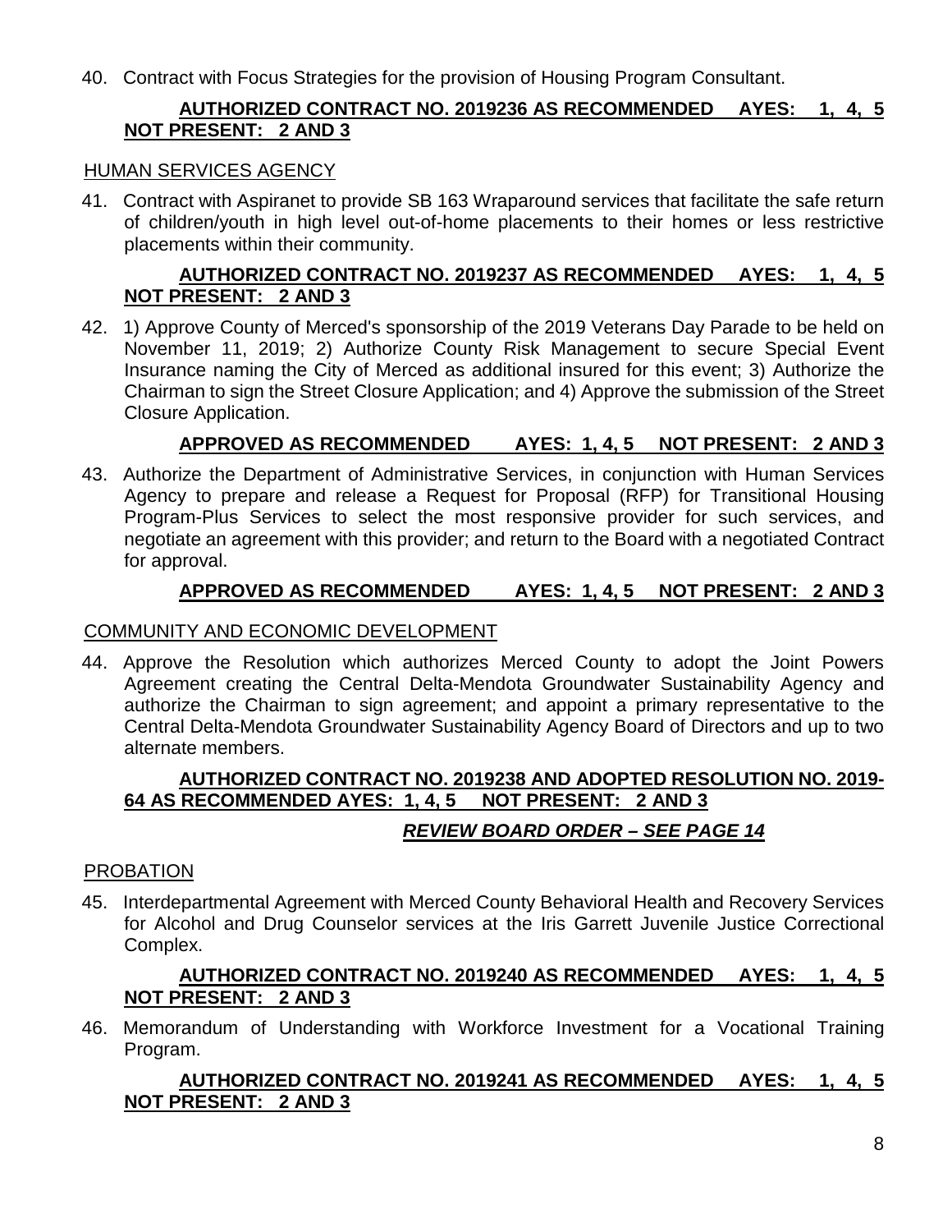40. Contract with Focus Strategies for the provision of Housing Program Consultant.

    **AUTHORIZED CONTRACT NO. 2019236 AS RECOMMENDED AYES: 1, 4, 5 NOT PRESENT: 2 AND 3**

## HUMAN SERVICES AGENCY

41. Contract with Aspiranet to provide SB 163 Wraparound services that facilitate the safe return of children/youth in high level out-of-home placements to their homes or less restrictive placements within their community.

    **AUTHORIZED CONTRACT NO. 2019237 AS RECOMMENDED AYES: 1, 4, 5 NOT PRESENT: 2 AND 3**

42. 1) Approve County of Merced's sponsorship of the 2019 Veterans Day Parade to be held on November 11, 2019; 2) Authorize County Risk Management to secure Special Event Insurance naming the City of Merced as additional insured for this event; 3) Authorize the Chairman to sign the Street Closure Application; and 4) Approve the submission of the Street Closure Application.

    **APPROVED AS RECOMMENDED AYES: 1, 4, 5 NOT PRESENT: 2 AND 3**

43. Authorize the Department of Administrative Services, in conjunction with Human Services Agency to prepare and release a Request for Proposal (RFP) for Transitional Housing Program-Plus Services to select the most responsive provider for such services, and negotiate an agreement with this provider; and return to the Board with a negotiated Contract for approval.

    **APPROVED AS RECOMMENDED AYES: 1, 4, 5 NOT PRESENT: 2 AND 3**

## COMMUNITY AND ECONOMIC DEVELOPMENT

44. Approve the Resolution which authorizes Merced County to adopt the Joint Powers Agreement creating the Central Delta-Mendota Groundwater Sustainability Agency and authorize the Chairman to sign agreement; and appoint a primary representative to the Central Delta-Mendota Groundwater Sustainability Agency Board of Directors and up to two alternate members.

    **AUTHORIZED CONTRACT NO. 2019238 AND ADOPTED RESOLUTION NO. 2019-64 AS RECOMMENDED AYES: 1, 4, 5 NOT PRESENT: 2 AND 3**

    ***REVIEW BOARD ORDER – SEE PAGE 14***

## PROBATION

45. Interdepartmental Agreement with Merced County Behavioral Health and Recovery Services for Alcohol and Drug Counselor services at the Iris Garrett Juvenile Justice Correctional Complex.

    **AUTHORIZED CONTRACT NO. 2019240 AS RECOMMENDED AYES: 1, 4, 5 NOT PRESENT: 2 AND 3**

46. Memorandum of Understanding with Workforce Investment for a Vocational Training Program.

    **AUTHORIZED CONTRACT NO. 2019241 AS RECOMMENDED AYES: 1, 4, 5 NOT PRESENT: 2 AND 3**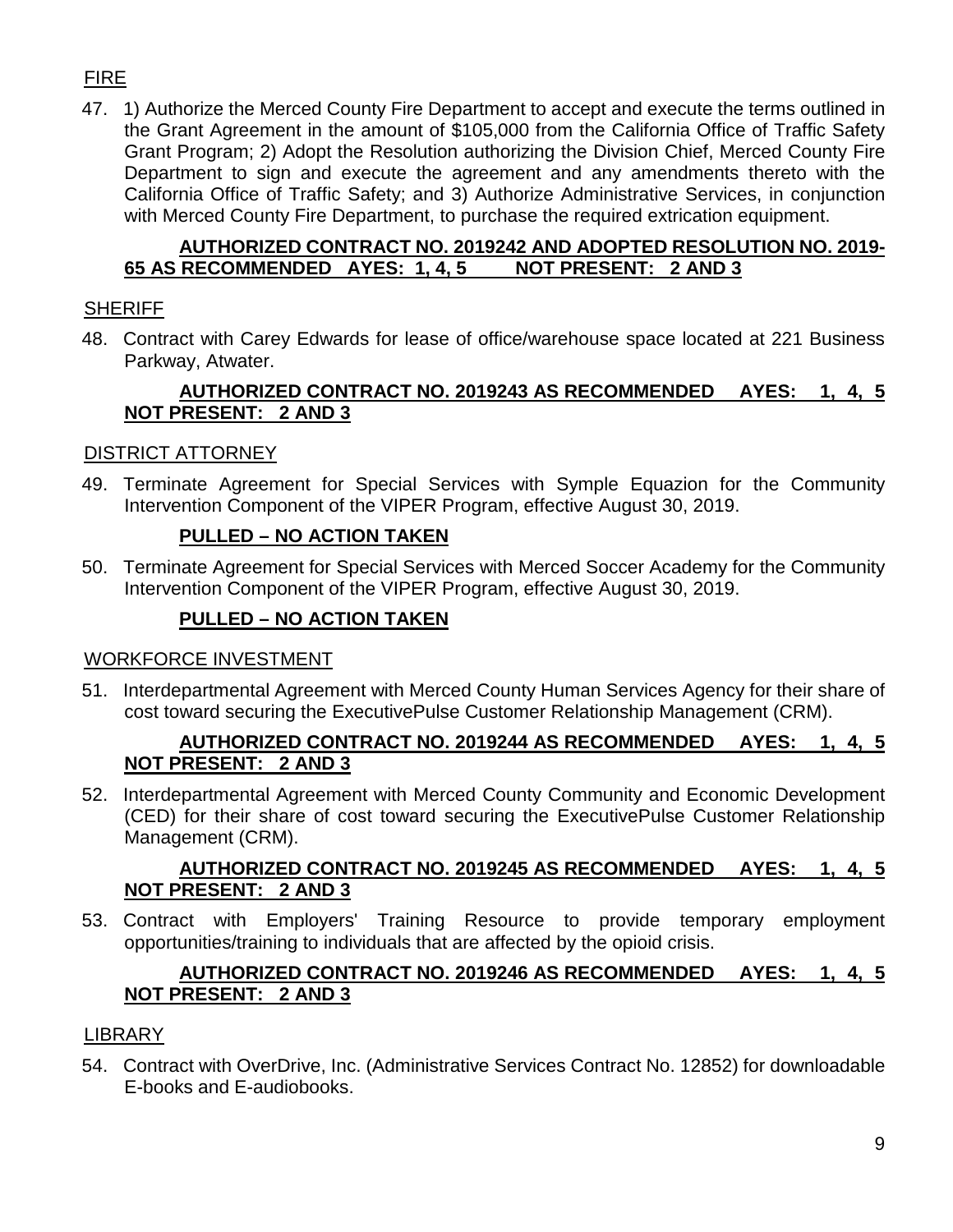FIRE

47. 1) Authorize the Merced County Fire Department to accept and execute the terms outlined in the Grant Agreement in the amount of $105,000 from the California Office of Traffic Safety Grant Program; 2) Adopt the Resolution authorizing the Division Chief, Merced County Fire Department to sign and execute the agreement and any amendments thereto with the California Office of Traffic Safety; and 3) Authorize Administrative Services, in conjunction with Merced County Fire Department, to purchase the required extrication equipment.

**AUTHORIZED CONTRACT NO. 2019242 AND ADOPTED RESOLUTION NO. 2019-65 AS RECOMMENDED AYES: 1, 4, 5 NOT PRESENT: 2 AND 3**

SHERIFF

48. Contract with Carey Edwards for lease of office/warehouse space located at 221 Business Parkway, Atwater.

**AUTHORIZED CONTRACT NO. 2019243 AS RECOMMENDED AYES: 1, 4, 5 NOT PRESENT: 2 AND 3**

DISTRICT ATTORNEY

49. Terminate Agreement for Special Services with Symple Equazion for the Community Intervention Component of the VIPER Program, effective August 30, 2019.

**PULLED – NO ACTION TAKEN**

50. Terminate Agreement for Special Services with Merced Soccer Academy for the Community Intervention Component of the VIPER Program, effective August 30, 2019.

**PULLED – NO ACTION TAKEN**

WORKFORCE INVESTMENT

51. Interdepartmental Agreement with Merced County Human Services Agency for their share of cost toward securing the ExecutivePulse Customer Relationship Management (CRM).

**AUTHORIZED CONTRACT NO. 2019244 AS RECOMMENDED AYES: 1, 4, 5 NOT PRESENT: 2 AND 3**

52. Interdepartmental Agreement with Merced County Community and Economic Development (CED) for their share of cost toward securing the ExecutivePulse Customer Relationship Management (CRM).

**AUTHORIZED CONTRACT NO. 2019245 AS RECOMMENDED AYES: 1, 4, 5 NOT PRESENT: 2 AND 3**

53. Contract with Employers' Training Resource to provide temporary employment opportunities/training to individuals that are affected by the opioid crisis.

**AUTHORIZED CONTRACT NO. 2019246 AS RECOMMENDED AYES: 1, 4, 5 NOT PRESENT: 2 AND 3**

LIBRARY

54. Contract with OverDrive, Inc. (Administrative Services Contract No. 12852) for downloadable E-books and E-audiobooks.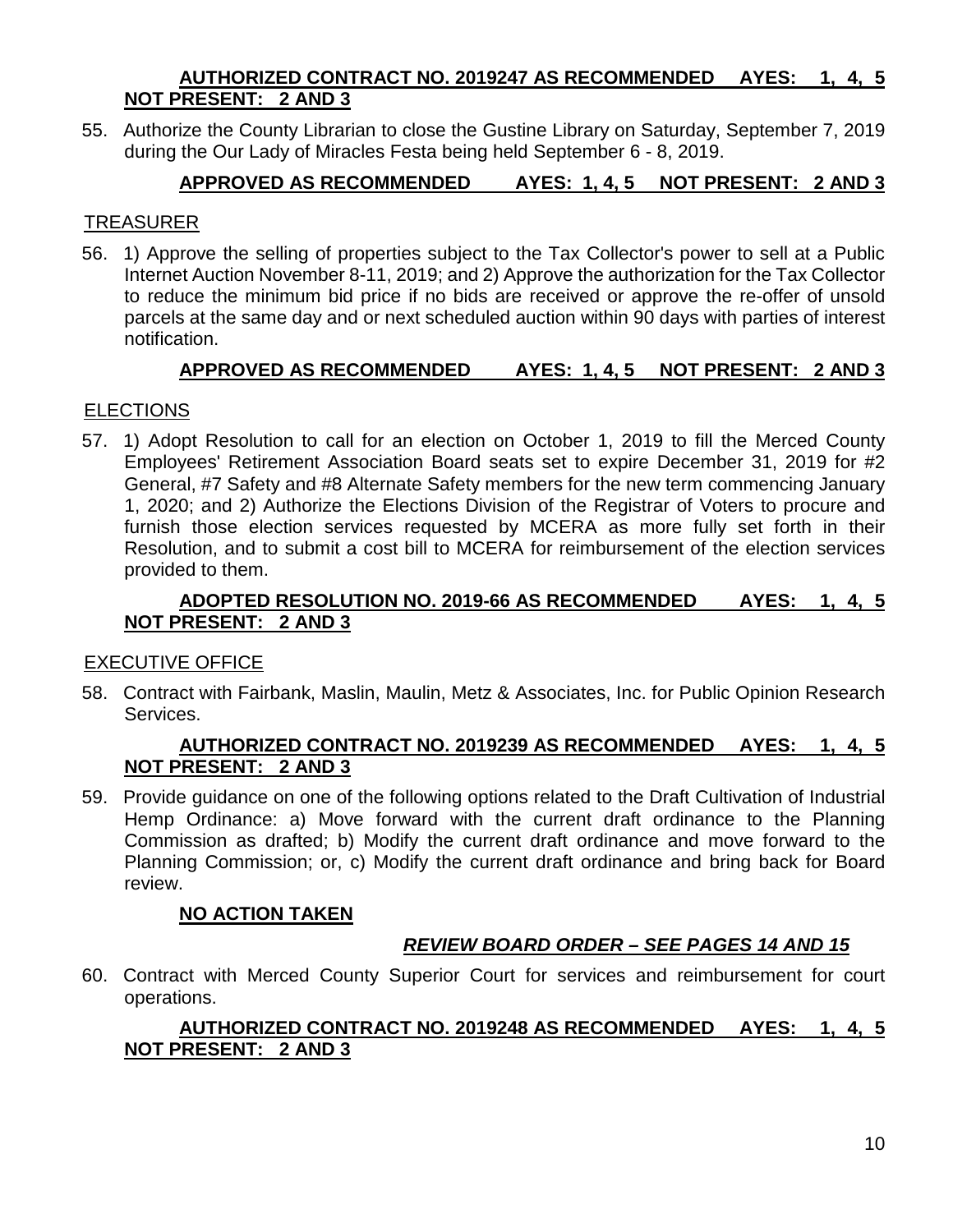**AUTHORIZED CONTRACT NO. 2019247 AS RECOMMENDED AYES: 1, 4, 5 NOT PRESENT: 2 AND 3**

55. Authorize the County Librarian to close the Gustine Library on Saturday, September 7, 2019 during the Our Lady of Miracles Festa being held September 6 - 8, 2019.

**APPROVED AS RECOMMENDED AYES: 1, 4, 5 NOT PRESENT: 2 AND 3**

TREASURER

56. 1) Approve the selling of properties subject to the Tax Collector's power to sell at a Public Internet Auction November 8-11, 2019; and 2) Approve the authorization for the Tax Collector to reduce the minimum bid price if no bids are received or approve the re-offer of unsold parcels at the same day and or next scheduled auction within 90 days with parties of interest notification.

**APPROVED AS RECOMMENDED AYES: 1, 4, 5 NOT PRESENT: 2 AND 3**

ELECTIONS

57. 1) Adopt Resolution to call for an election on October 1, 2019 to fill the Merced County Employees' Retirement Association Board seats set to expire December 31, 2019 for #2 General, #7 Safety and #8 Alternate Safety members for the new term commencing January 1, 2020; and 2) Authorize the Elections Division of the Registrar of Voters to procure and furnish those election services requested by MCERA as more fully set forth in their Resolution, and to submit a cost bill to MCERA for reimbursement of the election services provided to them.

**ADOPTED RESOLUTION NO. 2019-66 AS RECOMMENDED AYES: 1, 4, 5 NOT PRESENT: 2 AND 3**

EXECUTIVE OFFICE

58. Contract with Fairbank, Maslin, Maulin, Metz & Associates, Inc. for Public Opinion Research Services.

**AUTHORIZED CONTRACT NO. 2019239 AS RECOMMENDED AYES: 1, 4, 5 NOT PRESENT: 2 AND 3**

59. Provide guidance on one of the following options related to the Draft Cultivation of Industrial Hemp Ordinance: a) Move forward with the current draft ordinance to the Planning Commission as drafted; b) Modify the current draft ordinance and move forward to the Planning Commission; or, c) Modify the current draft ordinance and bring back for Board review.

**NO ACTION TAKEN**

***REVIEW BOARD ORDER – SEE PAGES 14 AND 15***

60. Contract with Merced County Superior Court for services and reimbursement for court operations.

**AUTHORIZED CONTRACT NO. 2019248 AS RECOMMENDED AYES: 1, 4, 5 NOT PRESENT: 2 AND 3**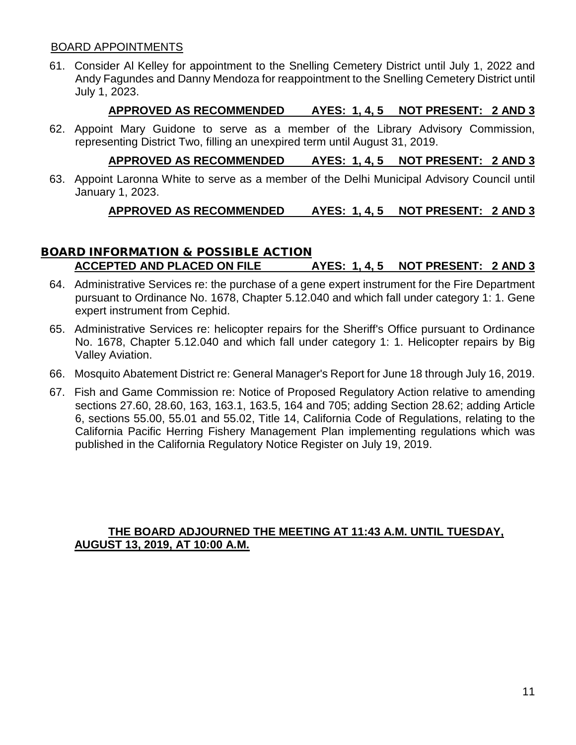BOARD APPOINTMENTS

61. Consider Al Kelley for appointment to the Snelling Cemetery District until July 1, 2022 and Andy Fagundes and Danny Mendoza for reappointment to the Snelling Cemetery District until July 1, 2023.

    **APPROVED AS RECOMMENDED AYES: 1, 4, 5 NOT PRESENT: 2 AND 3**

62. Appoint Mary Guidone to serve as a member of the Library Advisory Commission, representing District Two, filling an unexpired term until August 31, 2019.

    **APPROVED AS RECOMMENDED AYES: 1, 4, 5 NOT PRESENT: 2 AND 3**

63. Appoint Laronna White to serve as a member of the Delhi Municipal Advisory Council until January 1, 2023.

    **APPROVED AS RECOMMENDED AYES: 1, 4, 5 NOT PRESENT: 2 AND 3**

## BOARD INFORMATION & POSSIBLE ACTION

**ACCEPTED AND PLACED ON FILE AYES: 1, 4, 5 NOT PRESENT: 2 AND 3**

64. Administrative Services re: the purchase of a gene expert instrument for the Fire Department pursuant to Ordinance No. 1678, Chapter 5.12.040 and which fall under category 1: 1. Gene expert instrument from Cephid.

65. Administrative Services re: helicopter repairs for the Sheriff's Office pursuant to Ordinance No. 1678, Chapter 5.12.040 and which fall under category 1: 1. Helicopter repairs by Big Valley Aviation.

66. Mosquito Abatement District re: General Manager's Report for June 18 through July 16, 2019.

67. Fish and Game Commission re: Notice of Proposed Regulatory Action relative to amending sections 27.60, 28.60, 163, 163.1, 163.5, 164 and 705; adding Section 28.62; adding Article 6, sections 55.00, 55.01 and 55.02, Title 14, California Code of Regulations, relating to the California Pacific Herring Fishery Management Plan implementing regulations which was published in the California Regulatory Notice Register on July 19, 2019.

**THE BOARD ADJOURNED THE MEETING AT 11:43 A.M. UNTIL TUESDAY, AUGUST 13, 2019, AT 10:00 A.M.**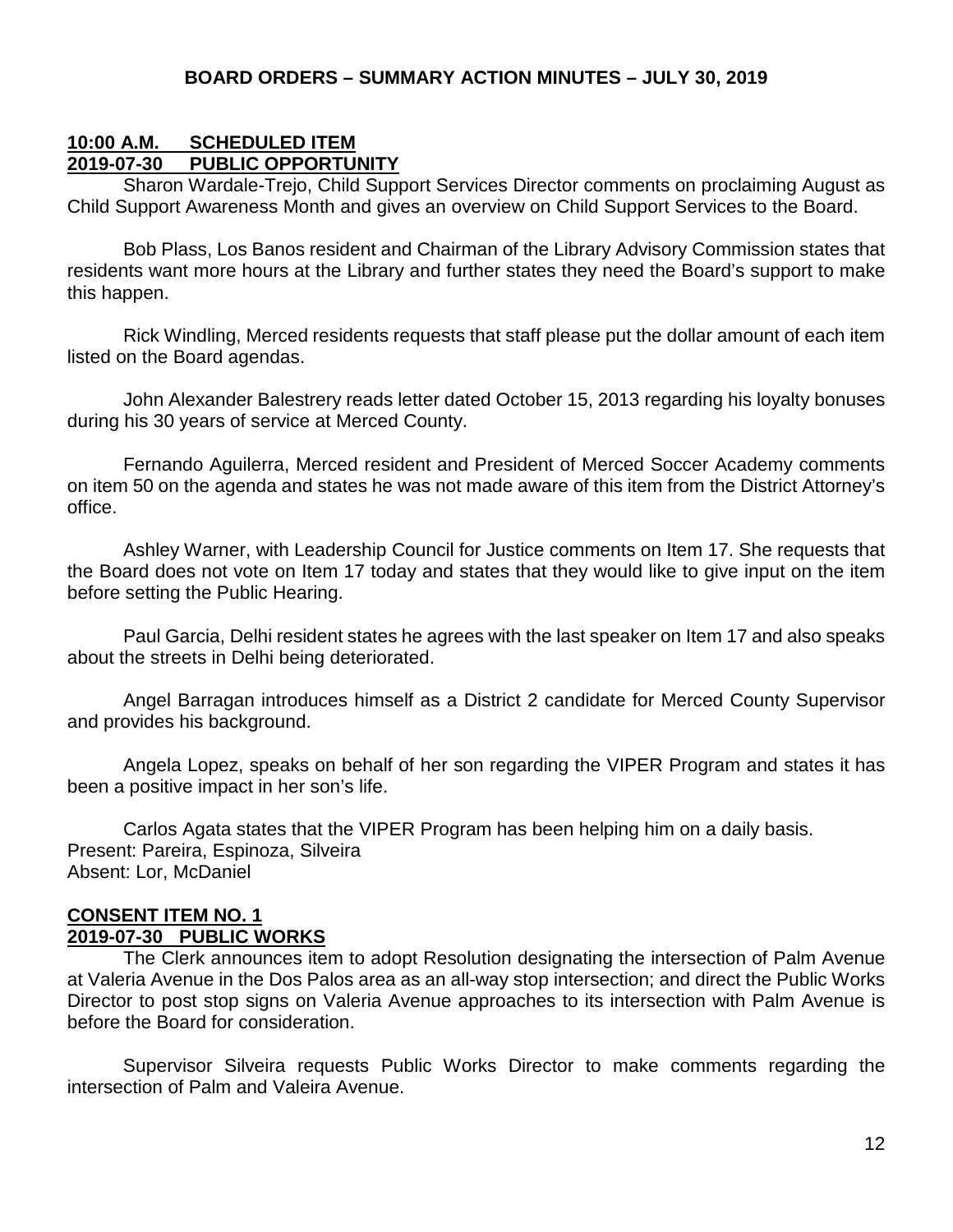## BOARD ORDERS – SUMMARY ACTION MINUTES – JULY 30, 2019

**10:00 A.M. SCHEDULED ITEM**
**2019-07-30 PUBLIC OPPORTUNITY**

Sharon Wardale-Trejo, Child Support Services Director comments on proclaiming August as Child Support Awareness Month and gives an overview on Child Support Services to the Board.

Bob Plass, Los Banos resident and Chairman of the Library Advisory Commission states that residents want more hours at the Library and further states they need the Board's support to make this happen.

Rick Windling, Merced residents requests that staff please put the dollar amount of each item listed on the Board agendas.

John Alexander Balestrery reads letter dated October 15, 2013 regarding his loyalty bonuses during his 30 years of service at Merced County.

Fernando Aguilerra, Merced resident and President of Merced Soccer Academy comments on item 50 on the agenda and states he was not made aware of this item from the District Attorney's office.

Ashley Warner, with Leadership Council for Justice comments on Item 17. She requests that the Board does not vote on Item 17 today and states that they would like to give input on the item before setting the Public Hearing.

Paul Garcia, Delhi resident states he agrees with the last speaker on Item 17 and also speaks about the streets in Delhi being deteriorated.

Angel Barragan introduces himself as a District 2 candidate for Merced County Supervisor and provides his background.

Angela Lopez, speaks on behalf of her son regarding the VIPER Program and states it has been a positive impact in her son's life.

Carlos Agata states that the VIPER Program has been helping him on a daily basis.
Present: Pareira, Espinoza, Silveira
Absent: Lor, McDaniel

**CONSENT ITEM NO. 1**
**2019-07-30 PUBLIC WORKS**

The Clerk announces item to adopt Resolution designating the intersection of Palm Avenue at Valeria Avenue in the Dos Palos area as an all-way stop intersection; and direct the Public Works Director to post stop signs on Valeria Avenue approaches to its intersection with Palm Avenue is before the Board for consideration.

Supervisor Silveira requests Public Works Director to make comments regarding the intersection of Palm and Valeira Avenue.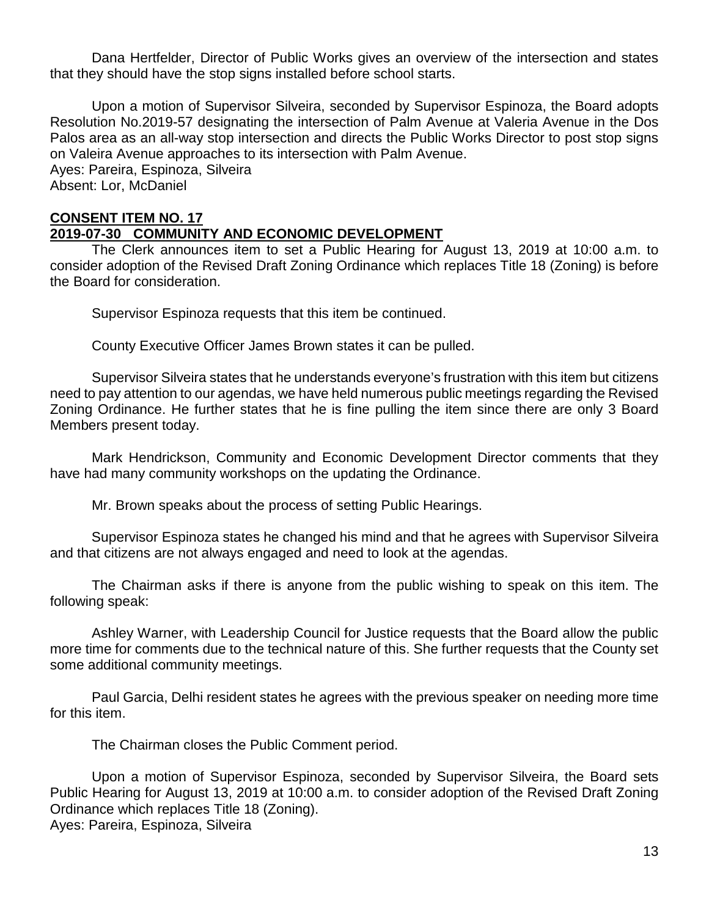Dana Hertfelder, Director of Public Works gives an overview of the intersection and states that they should have the stop signs installed before school starts.

Upon a motion of Supervisor Silveira, seconded by Supervisor Espinoza, the Board adopts Resolution No.2019-57 designating the intersection of Palm Avenue at Valeria Avenue in the Dos Palos area as an all-way stop intersection and directs the Public Works Director to post stop signs on Valeira Avenue approaches to its intersection with Palm Avenue.
Ayes: Pareira, Espinoza, Silveira
Absent: Lor, McDaniel

**CONSENT ITEM NO. 17**
**2019-07-30 COMMUNITY AND ECONOMIC DEVELOPMENT**

The Clerk announces item to set a Public Hearing for August 13, 2019 at 10:00 a.m. to consider adoption of the Revised Draft Zoning Ordinance which replaces Title 18 (Zoning) is before the Board for consideration.

Supervisor Espinoza requests that this item be continued.

County Executive Officer James Brown states it can be pulled.

Supervisor Silveira states that he understands everyone's frustration with this item but citizens need to pay attention to our agendas, we have held numerous public meetings regarding the Revised Zoning Ordinance. He further states that he is fine pulling the item since there are only 3 Board Members present today.

Mark Hendrickson, Community and Economic Development Director comments that they have had many community workshops on the updating the Ordinance.

Mr. Brown speaks about the process of setting Public Hearings.

Supervisor Espinoza states he changed his mind and that he agrees with Supervisor Silveira and that citizens are not always engaged and need to look at the agendas.

The Chairman asks if there is anyone from the public wishing to speak on this item. The following speak:

Ashley Warner, with Leadership Council for Justice requests that the Board allow the public more time for comments due to the technical nature of this. She further requests that the County set some additional community meetings.

Paul Garcia, Delhi resident states he agrees with the previous speaker on needing more time for this item.

The Chairman closes the Public Comment period.

Upon a motion of Supervisor Espinoza, seconded by Supervisor Silveira, the Board sets Public Hearing for August 13, 2019 at 10:00 a.m. to consider adoption of the Revised Draft Zoning Ordinance which replaces Title 18 (Zoning).
Ayes: Pareira, Espinoza, Silveira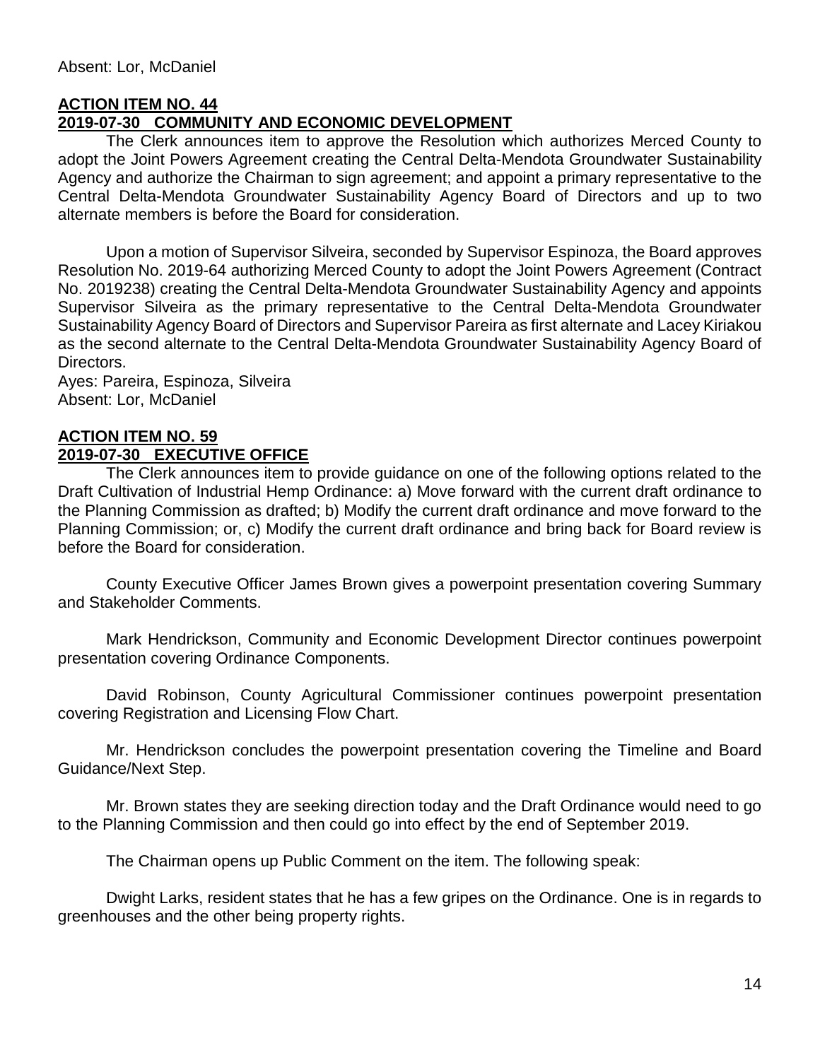Absent: Lor, McDaniel

**ACTION ITEM NO. 44**
**2019-07-30 COMMUNITY AND ECONOMIC DEVELOPMENT**

The Clerk announces item to approve the Resolution which authorizes Merced County to adopt the Joint Powers Agreement creating the Central Delta-Mendota Groundwater Sustainability Agency and authorize the Chairman to sign agreement; and appoint a primary representative to the Central Delta-Mendota Groundwater Sustainability Agency Board of Directors and up to two alternate members is before the Board for consideration.

Upon a motion of Supervisor Silveira, seconded by Supervisor Espinoza, the Board approves Resolution No. 2019-64 authorizing Merced County to adopt the Joint Powers Agreement (Contract No. 2019238) creating the Central Delta-Mendota Groundwater Sustainability Agency and appoints Supervisor Silveira as the primary representative to the Central Delta-Mendota Groundwater Sustainability Agency Board of Directors and Supervisor Pareira as first alternate and Lacey Kiriakou as the second alternate to the Central Delta-Mendota Groundwater Sustainability Agency Board of Directors.
Ayes: Pareira, Espinoza, Silveira
Absent: Lor, McDaniel

**ACTION ITEM NO. 59**
**2019-07-30 EXECUTIVE OFFICE**

The Clerk announces item to provide guidance on one of the following options related to the Draft Cultivation of Industrial Hemp Ordinance: a) Move forward with the current draft ordinance to the Planning Commission as drafted; b) Modify the current draft ordinance and move forward to the Planning Commission; or, c) Modify the current draft ordinance and bring back for Board review is before the Board for consideration.

County Executive Officer James Brown gives a powerpoint presentation covering Summary and Stakeholder Comments.

Mark Hendrickson, Community and Economic Development Director continues powerpoint presentation covering Ordinance Components.

David Robinson, County Agricultural Commissioner continues powerpoint presentation covering Registration and Licensing Flow Chart.

Mr. Hendrickson concludes the powerpoint presentation covering the Timeline and Board Guidance/Next Step.

Mr. Brown states they are seeking direction today and the Draft Ordinance would need to go to the Planning Commission and then could go into effect by the end of September 2019.

The Chairman opens up Public Comment on the item. The following speak:

Dwight Larks, resident states that he has a few gripes on the Ordinance. One is in regards to greenhouses and the other being property rights.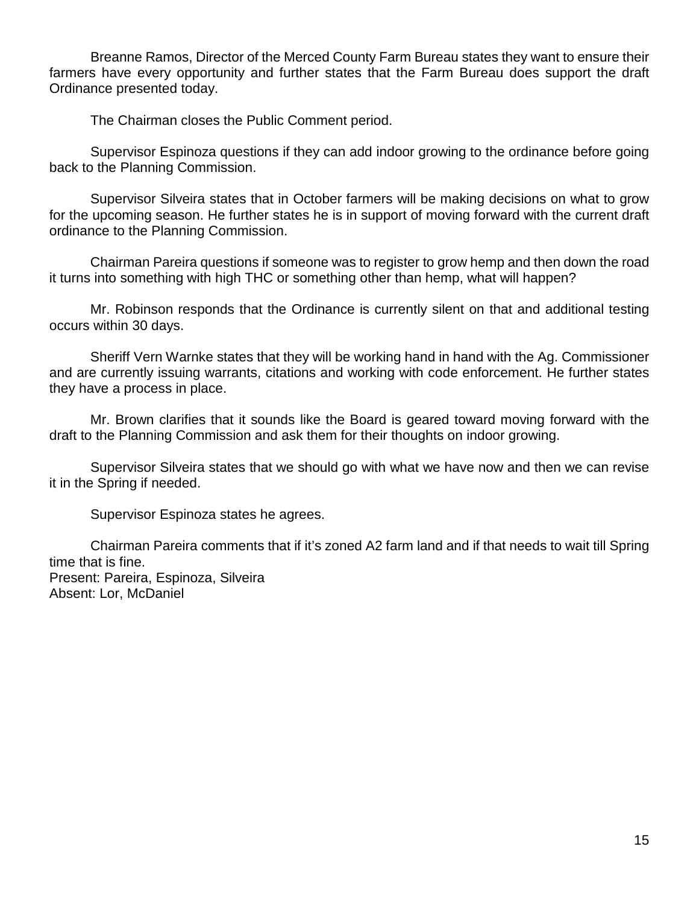Breanne Ramos, Director of the Merced County Farm Bureau states they want to ensure their farmers have every opportunity and further states that the Farm Bureau does support the draft Ordinance presented today.

The Chairman closes the Public Comment period.

Supervisor Espinoza questions if they can add indoor growing to the ordinance before going back to the Planning Commission.

Supervisor Silveira states that in October farmers will be making decisions on what to grow for the upcoming season. He further states he is in support of moving forward with the current draft ordinance to the Planning Commission.

Chairman Pareira questions if someone was to register to grow hemp and then down the road it turns into something with high THC or something other than hemp, what will happen?

Mr. Robinson responds that the Ordinance is currently silent on that and additional testing occurs within 30 days.

Sheriff Vern Warnke states that they will be working hand in hand with the Ag. Commissioner and are currently issuing warrants, citations and working with code enforcement. He further states they have a process in place.

Mr. Brown clarifies that it sounds like the Board is geared toward moving forward with the draft to the Planning Commission and ask them for their thoughts on indoor growing.

Supervisor Silveira states that we should go with what we have now and then we can revise it in the Spring if needed.

Supervisor Espinoza states he agrees.

Chairman Pareira comments that if it's zoned A2 farm land and if that needs to wait till Spring time that is fine.
Present: Pareira, Espinoza, Silveira
Absent: Lor, McDaniel